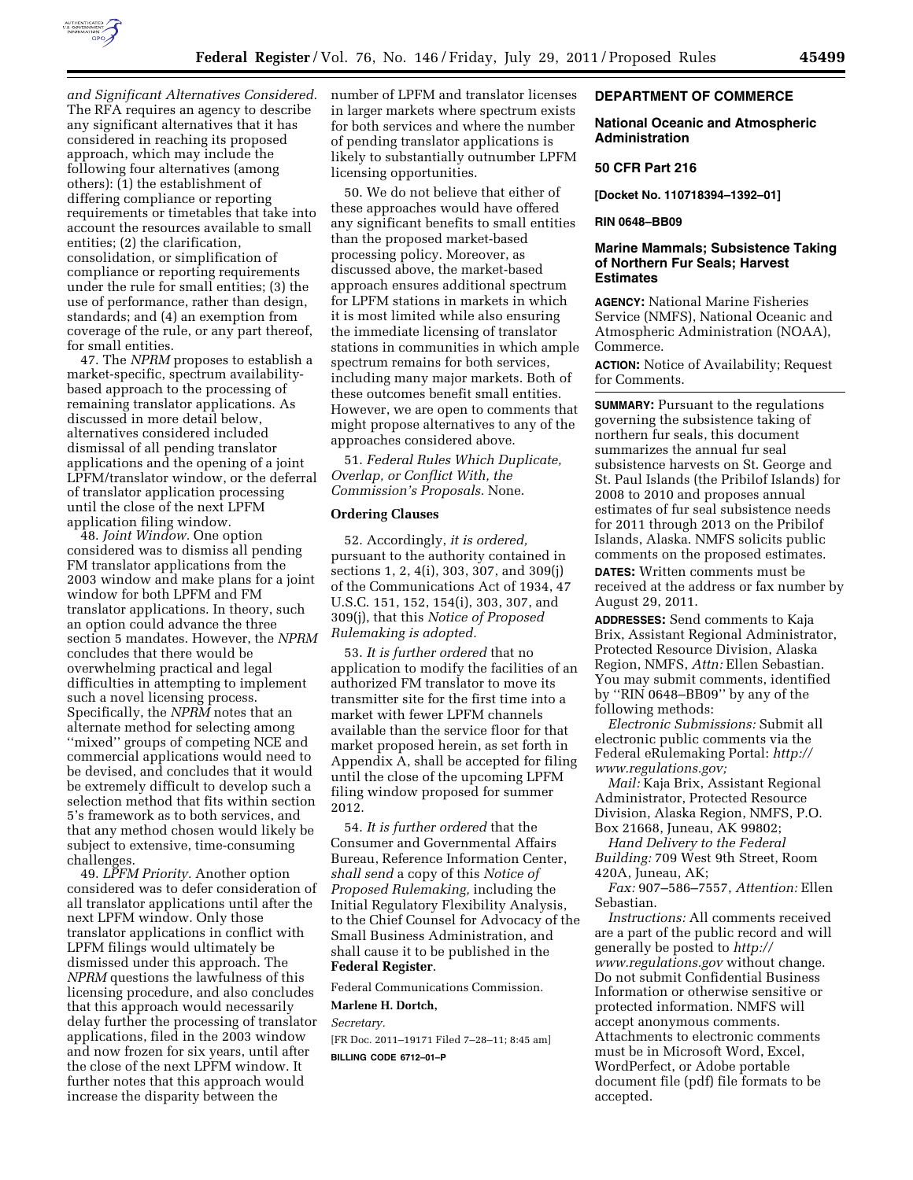*and Significant Alternatives Considered.* The RFA requires an agency to describe any significant alternatives that it has considered in reaching its proposed approach, which may include the following four alternatives (among others): (1) the establishment of differing compliance or reporting requirements or timetables that take into account the resources available to small entities; (2) the clarification, consolidation, or simplification of compliance or reporting requirements under the rule for small entities; (3) the use of performance, rather than design, standards; and (4) an exemption from coverage of the rule, or any part thereof, for small entities.

47. The *NPRM* proposes to establish a market-specific, spectrum availability-based approach to the processing of remaining translator applications. As discussed in more detail below, alternatives considered included dismissal of all pending translator applications and the opening of a joint LPFM/translator window, or the deferral of translator application processing until the close of the next LPFM application filing window.

48. *Joint Window.* One option considered was to dismiss all pending FM translator applications from the 2003 window and make plans for a joint window for both LPFM and FM translator applications. In theory, such an option could advance the three section 5 mandates. However, the *NPRM* concludes that there would be overwhelming practical and legal difficulties in attempting to implement such a novel licensing process. Specifically, the *NPRM* notes that an alternate method for selecting among ''mixed'' groups of competing NCE and commercial applications would need to be devised, and concludes that it would be extremely difficult to develop such a selection method that fits within section 5's framework as to both services, and that any method chosen would likely be subject to extensive, time-consuming challenges.

49. *LPFM Priority.* Another option considered was to defer consideration of all translator applications until after the next LPFM window. Only those translator applications in conflict with LPFM filings would ultimately be dismissed under this approach. The *NPRM* questions the lawfulness of this licensing procedure, and also concludes that this approach would necessarily delay further the processing of translator applications, filed in the 2003 window and now frozen for six years, until after the close of the next LPFM window. It further notes that this approach would increase the disparity between the number of LPFM and translator licenses in larger markets where spectrum exists for both services and where the number of pending translator applications is likely to substantially outnumber LPFM licensing opportunities.

50. We do not believe that either of these approaches would have offered any significant benefits to small entities than the proposed market-based processing policy. Moreover, as discussed above, the market-based approach ensures additional spectrum for LPFM stations in markets in which it is most limited while also ensuring the immediate licensing of translator stations in communities in which ample spectrum remains for both services, including many major markets. Both of these outcomes benefit small entities. However, we are open to comments that might propose alternatives to any of the approaches considered above.

51. *Federal Rules Which Duplicate, Overlap, or Conflict With, the Commission's Proposals.* None.

## Ordering Clauses

52. Accordingly, *it is ordered,* pursuant to the authority contained in sections 1, 2, 4(i), 303, 307, and 309(j) of the Communications Act of 1934, 47 U.S.C. 151, 152, 154(i), 303, 307, and 309(j), that this *Notice of Proposed Rulemaking is adopted.*

53. *It is further ordered* that no application to modify the facilities of an authorized FM translator to move its transmitter site for the first time into a market with fewer LPFM channels available than the service floor for that market proposed herein, as set forth in Appendix A, shall be accepted for filing until the close of the upcoming LPFM filing window proposed for summer 2012.

54. *It is further ordered* that the Consumer and Governmental Affairs Bureau, Reference Information Center, *shall send* a copy of this *Notice of Proposed Rulemaking,* including the Initial Regulatory Flexibility Analysis, to the Chief Counsel for Advocacy of the Small Business Administration, and shall cause it to be published in the **Federal Register**.

Federal Communications Commission.

**Marlene H. Dortch,**

*Secretary.*

[FR Doc. 2011–19171 Filed 7–28–11; 8:45 am]

**BILLING CODE 6712–01–P**

## DEPARTMENT OF COMMERCE

### National Oceanic and Atmospheric Administration

### 50 CFR Part 216

**[Docket No. 110718394–1392–01]**

**RIN 0648–BB09**

### Marine Mammals; Subsistence Taking of Northern Fur Seals; Harvest Estimates

**AGENCY:** National Marine Fisheries Service (NMFS), National Oceanic and Atmospheric Administration (NOAA), Commerce.

**ACTION:** Notice of Availability; Request for Comments.

**SUMMARY:** Pursuant to the regulations governing the subsistence taking of northern fur seals, this document summarizes the annual fur seal subsistence harvests on St. George and St. Paul Islands (the Pribilof Islands) for 2008 to 2010 and proposes annual estimates of fur seal subsistence needs for 2011 through 2013 on the Pribilof Islands, Alaska. NMFS solicits public comments on the proposed estimates.

**DATES:** Written comments must be received at the address or fax number by August 29, 2011.

**ADDRESSES:** Send comments to Kaja Brix, Assistant Regional Administrator, Protected Resource Division, Alaska Region, NMFS, *Attn:* Ellen Sebastian. You may submit comments, identified by ''RIN 0648–BB09'' by any of the following methods:

*Electronic Submissions:* Submit all electronic public comments via the Federal eRulemaking Portal: *http://www.regulations.gov;*

*Mail:* Kaja Brix, Assistant Regional Administrator, Protected Resource Division, Alaska Region, NMFS, P.O. Box 21668, Juneau, AK 99802;

*Hand Delivery to the Federal Building:* 709 West 9th Street, Room 420A, Juneau, AK;

*Fax:* 907–586–7557, *Attention:* Ellen Sebastian.

*Instructions:* All comments received are a part of the public record and will generally be posted to *http://www.regulations.gov* without change. Do not submit Confidential Business Information or otherwise sensitive or protected information. NMFS will accept anonymous comments. Attachments to electronic comments must be in Microsoft Word, Excel, WordPerfect, or Adobe portable document file (pdf) file formats to be accepted.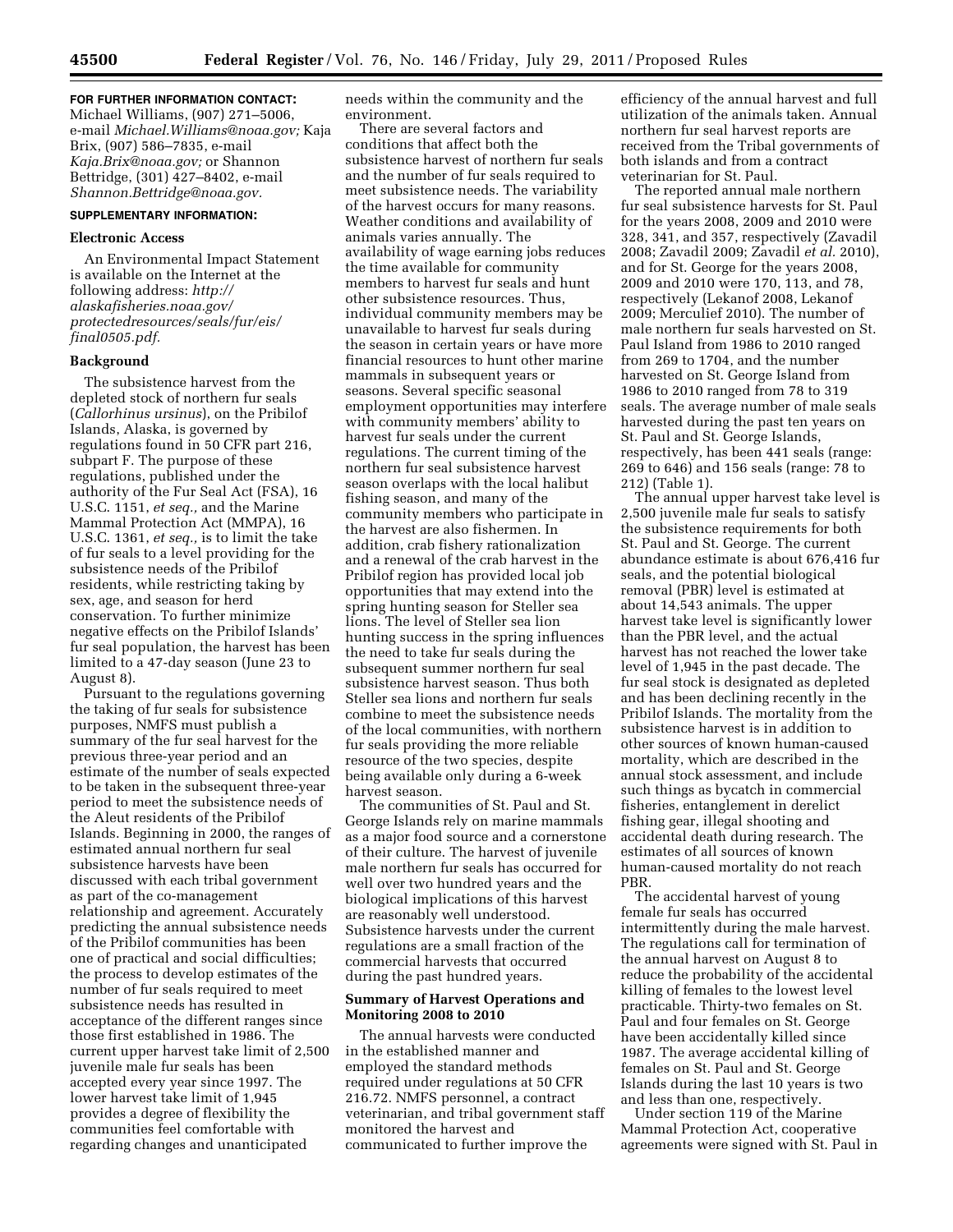**FOR FURTHER INFORMATION CONTACT:** Michael Williams, (907) 271–5006, e-mail *Michael.Williams@noaa.gov;* Kaja Brix, (907) 586–7835, e-mail *Kaja.Brix@noaa.gov;* or Shannon Bettridge, (301) 427–8402, e-mail *Shannon.Bettridge@noaa.gov.*

**SUPPLEMENTARY INFORMATION:**

**Electronic Access**

An Environmental Impact Statement is available on the Internet at the following address: *http://alaskafisheries.noaa.gov/protectedresources/seals/fur/eis/final0505.pdf.*

**Background**

The subsistence harvest from the depleted stock of northern fur seals (*Callorhinus ursinus*), on the Pribilof Islands, Alaska, is governed by regulations found in 50 CFR part 216, subpart F. The purpose of these regulations, published under the authority of the Fur Seal Act (FSA), 16 U.S.C. 1151, *et seq.,* and the Marine Mammal Protection Act (MMPA), 16 U.S.C. 1361, *et seq.,* is to limit the take of fur seals to a level providing for the subsistence needs of the Pribilof residents, while restricting taking by sex, age, and season for herd conservation. To further minimize negative effects on the Pribilof Islands' fur seal population, the harvest has been limited to a 47-day season (June 23 to August 8).

Pursuant to the regulations governing the taking of fur seals for subsistence purposes, NMFS must publish a summary of the fur seal harvest for the previous three-year period and an estimate of the number of seals expected to be taken in the subsequent three-year period to meet the subsistence needs of the Aleut residents of the Pribilof Islands. Beginning in 2000, the ranges of estimated annual northern fur seal subsistence harvests have been discussed with each tribal government as part of the co-management relationship and agreement. Accurately predicting the annual subsistence needs of the Pribilof communities has been one of practical and social difficulties; the process to develop estimates of the number of fur seals required to meet subsistence needs has resulted in acceptance of the different ranges since those first established in 1986. The current upper harvest take limit of 2,500 juvenile male fur seals has been accepted every year since 1997. The lower harvest take limit of 1,945 provides a degree of flexibility the communities feel comfortable with regarding changes and unanticipated needs within the community and the environment.

There are several factors and conditions that affect both the subsistence harvest of northern fur seals and the number of fur seals required to meet subsistence needs. The variability of the harvest occurs for many reasons. Weather conditions and availability of animals varies annually. The availability of wage earning jobs reduces the time available for community members to harvest fur seals and hunt other subsistence resources. Thus, individual community members may be unavailable to harvest fur seals during the season in certain years or have more financial resources to hunt other marine mammals in subsequent years or seasons. Several specific seasonal employment opportunities may interfere with community members' ability to harvest fur seals under the current regulations. The current timing of the northern fur seal subsistence harvest season overlaps with the local halibut fishing season, and many of the community members who participate in the harvest are also fishermen. In addition, crab fishery rationalization and a renewal of the crab harvest in the Pribilof region has provided local job opportunities that may extend into the spring hunting season for Steller sea lions. The level of Steller sea lion hunting success in the spring influences the need to take fur seals during the subsequent summer northern fur seal subsistence harvest season. Thus both Steller sea lions and northern fur seals combine to meet the subsistence needs of the local communities, with northern fur seals providing the more reliable resource of the two species, despite being available only during a 6-week harvest season.

The communities of St. Paul and St. George Islands rely on marine mammals as a major food source and a cornerstone of their culture. The harvest of juvenile male northern fur seals has occurred for well over two hundred years and the biological implications of this harvest are reasonably well understood. Subsistence harvests under the current regulations are a small fraction of the commercial harvests that occurred during the past hundred years.

**Summary of Harvest Operations and Monitoring 2008 to 2010**

The annual harvests were conducted in the established manner and employed the standard methods required under regulations at 50 CFR 216.72. NMFS personnel, a contract veterinarian, and tribal government staff monitored the harvest and communicated to further improve the efficiency of the annual harvest and full utilization of the animals taken. Annual northern fur seal harvest reports are received from the Tribal governments of both islands and from a contract veterinarian for St. Paul.

The reported annual male northern fur seal subsistence harvests for St. Paul for the years 2008, 2009 and 2010 were 328, 341, and 357, respectively (Zavadil 2008; Zavadil 2009; Zavadil *et al.* 2010), and for St. George for the years 2008, 2009 and 2010 were 170, 113, and 78, respectively (Lekanof 2008, Lekanof 2009; Merculief 2010). The number of male northern fur seals harvested on St. Paul Island from 1986 to 2010 ranged from 269 to 1704, and the number harvested on St. George Island from 1986 to 2010 ranged from 78 to 319 seals. The average number of male seals harvested during the past ten years on St. Paul and St. George Islands, respectively, has been 441 seals (range: 269 to 646) and 156 seals (range: 78 to 212) (Table 1).

The annual upper harvest take level is 2,500 juvenile male fur seals to satisfy the subsistence requirements for both St. Paul and St. George. The current abundance estimate is about 676,416 fur seals, and the potential biological removal (PBR) level is estimated at about 14,543 animals. The upper harvest take level is significantly lower than the PBR level, and the actual harvest has not reached the lower take level of 1,945 in the past decade. The fur seal stock is designated as depleted and has been declining recently in the Pribilof Islands. The mortality from the subsistence harvest is in addition to other sources of known human-caused mortality, which are described in the annual stock assessment, and include such things as bycatch in commercial fisheries, entanglement in derelict fishing gear, illegal shooting and accidental death during research. The estimates of all sources of known human-caused mortality do not reach PBR.

The accidental harvest of young female fur seals has occurred intermittently during the male harvest. The regulations call for termination of the annual harvest on August 8 to reduce the probability of the accidental killing of females to the lowest level practicable. Thirty-two females on St. Paul and four females on St. George have been accidentally killed since 1987. The average accidental killing of females on St. Paul and St. George Islands during the last 10 years is two and less than one, respectively.

Under section 119 of the Marine Mammal Protection Act, cooperative agreements were signed with St. Paul in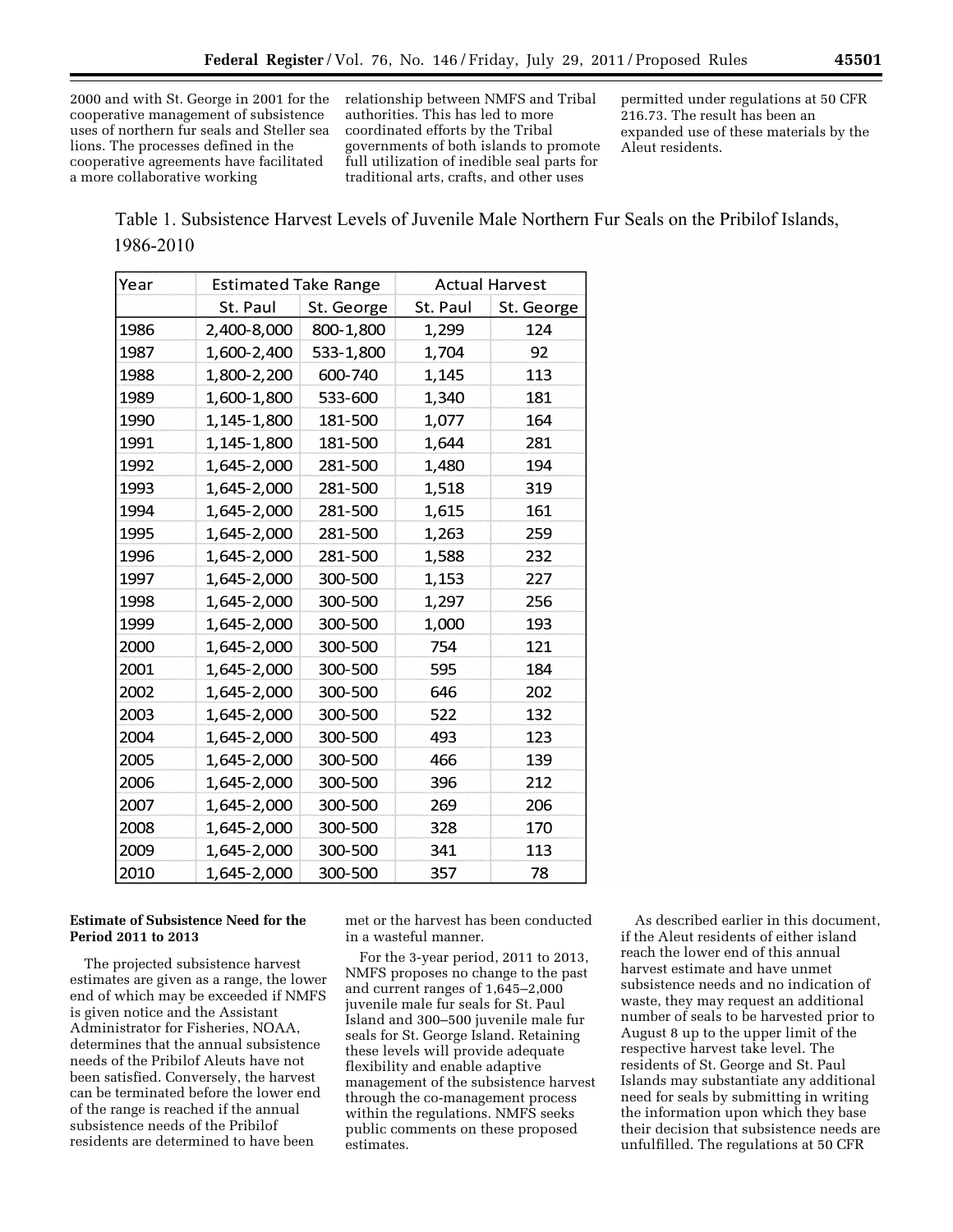2000 and with St. George in 2001 for the cooperative management of subsistence uses of northern fur seals and Steller sea lions. The processes defined in the cooperative agreements have facilitated a more collaborative working relationship between NMFS and Tribal authorities. This has led to more coordinated efforts by the Tribal governments of both islands to promote full utilization of inedible seal parts for traditional arts, crafts, and other uses permitted under regulations at 50 CFR 216.73. The result has been an expanded use of these materials by the Aleut residents.

Table 1. Subsistence Harvest Levels of Juvenile Male Northern Fur Seals on the Pribilof Islands, 1986-2010

| Year | Estimated Take Range | | Actual Harvest | |
|---|---|---|---|---|
| | St. Paul | St. George | St. Paul | St. George |
| 1986 | 2,400-8,000 | 800-1,800 | 1,299 | 124 |
| 1987 | 1,600-2,400 | 533-1,800 | 1,704 | 92 |
| 1988 | 1,800-2,200 | 600-740 | 1,145 | 113 |
| 1989 | 1,600-1,800 | 533-600 | 1,340 | 181 |
| 1990 | 1,145-1,800 | 181-500 | 1,077 | 164 |
| 1991 | 1,145-1,800 | 181-500 | 1,644 | 281 |
| 1992 | 1,645-2,000 | 281-500 | 1,480 | 194 |
| 1993 | 1,645-2,000 | 281-500 | 1,518 | 319 |
| 1994 | 1,645-2,000 | 281-500 | 1,615 | 161 |
| 1995 | 1,645-2,000 | 281-500 | 1,263 | 259 |
| 1996 | 1,645-2,000 | 281-500 | 1,588 | 232 |
| 1997 | 1,645-2,000 | 300-500 | 1,153 | 227 |
| 1998 | 1,645-2,000 | 300-500 | 1,297 | 256 |
| 1999 | 1,645-2,000 | 300-500 | 1,000 | 193 |
| 2000 | 1,645-2,000 | 300-500 | 754 | 121 |
| 2001 | 1,645-2,000 | 300-500 | 595 | 184 |
| 2002 | 1,645-2,000 | 300-500 | 646 | 202 |
| 2003 | 1,645-2,000 | 300-500 | 522 | 132 |
| 2004 | 1,645-2,000 | 300-500 | 493 | 123 |
| 2005 | 1,645-2,000 | 300-500 | 466 | 139 |
| 2006 | 1,645-2,000 | 300-500 | 396 | 212 |
| 2007 | 1,645-2,000 | 300-500 | 269 | 206 |
| 2008 | 1,645-2,000 | 300-500 | 328 | 170 |
| 2009 | 1,645-2,000 | 300-500 | 341 | 113 |
| 2010 | 1,645-2,000 | 300-500 | 357 | 78 |

**Estimate of Subsistence Need for the Period 2011 to 2013**

The projected subsistence harvest estimates are given as a range, the lower end of which may be exceeded if NMFS is given notice and the Assistant Administrator for Fisheries, NOAA, determines that the annual subsistence needs of the Pribilof Aleuts have not been satisfied. Conversely, the harvest can be terminated before the lower end of the range is reached if the annual subsistence needs of the Pribilof residents are determined to have been met or the harvest has been conducted in a wasteful manner.

For the 3-year period, 2011 to 2013, NMFS proposes no change to the past and current ranges of 1,645–2,000 juvenile male fur seals for St. Paul Island and 300–500 juvenile male fur seals for St. George Island. Retaining these levels will provide adequate flexibility and enable adaptive management of the subsistence harvest through the co-management process within the regulations. NMFS seeks public comments on these proposed estimates.

As described earlier in this document, if the Aleut residents of either island reach the lower end of this annual harvest estimate and have unmet subsistence needs and no indication of waste, they may request an additional number of seals to be harvested prior to August 8 up to the upper limit of the respective harvest take level. The residents of St. George and St. Paul Islands may substantiate any additional need for seals by submitting in writing the information upon which they base their decision that subsistence needs are unfulfilled. The regulations at 50 CFR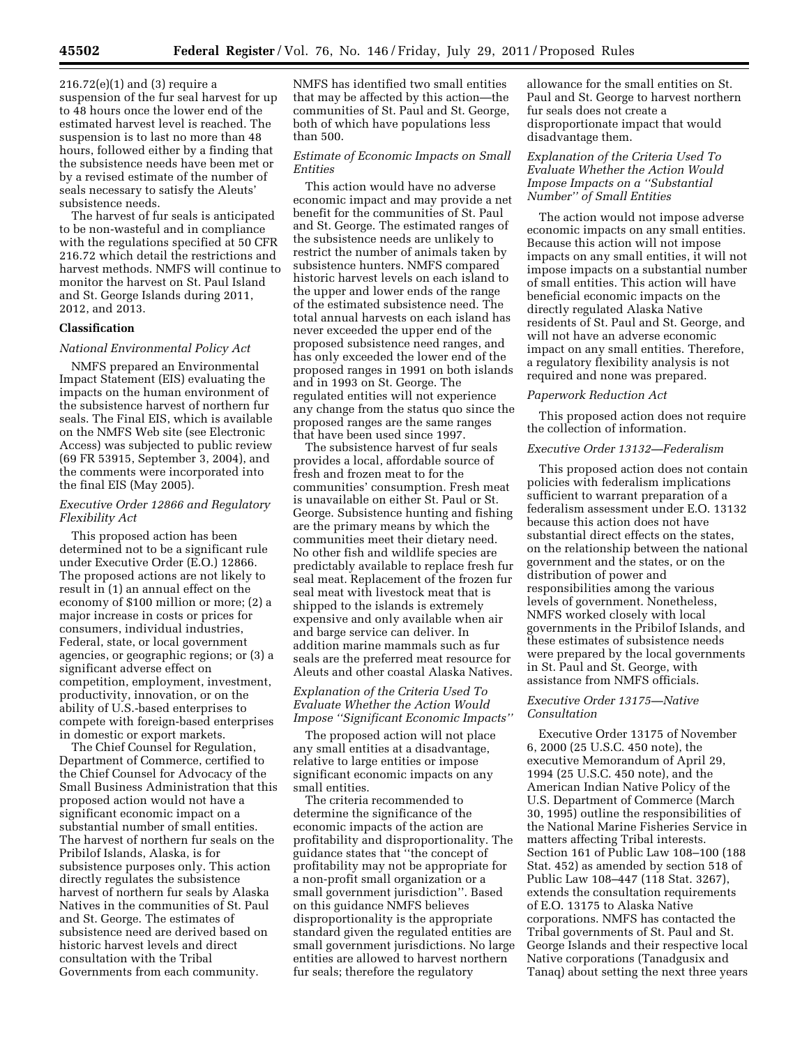216.72(e)(1) and (3) require a suspension of the fur seal harvest for up to 48 hours once the lower end of the estimated harvest level is reached. The suspension is to last no more than 48 hours, followed either by a finding that the subsistence needs have been met or by a revised estimate of the number of seals necessary to satisfy the Aleuts' subsistence needs.

The harvest of fur seals is anticipated to be non-wasteful and in compliance with the regulations specified at 50 CFR 216.72 which detail the restrictions and harvest methods. NMFS will continue to monitor the harvest on St. Paul Island and St. George Islands during 2011, 2012, and 2013.

## Classification

### *National Environmental Policy Act*

NMFS prepared an Environmental Impact Statement (EIS) evaluating the impacts on the human environment of the subsistence harvest of northern fur seals. The Final EIS, which is available on the NMFS Web site (see Electronic Access) was subjected to public review (69 FR 53915, September 3, 2004), and the comments were incorporated into the final EIS (May 2005).

### *Executive Order 12866 and Regulatory Flexibility Act*

This proposed action has been determined not to be a significant rule under Executive Order (E.O.) 12866. The proposed actions are not likely to result in (1) an annual effect on the economy of $100 million or more; (2) a major increase in costs or prices for consumers, individual industries, Federal, state, or local government agencies, or geographic regions; or (3) a significant adverse effect on competition, employment, investment, productivity, innovation, or on the ability of U.S.-based enterprises to compete with foreign-based enterprises in domestic or export markets.

The Chief Counsel for Regulation, Department of Commerce, certified to the Chief Counsel for Advocacy of the Small Business Administration that this proposed action would not have a significant economic impact on a substantial number of small entities. The harvest of northern fur seals on the Pribilof Islands, Alaska, is for subsistence purposes only. This action directly regulates the subsistence harvest of northern fur seals by Alaska Natives in the communities of St. Paul and St. George. The estimates of subsistence need are derived based on historic harvest levels and direct consultation with the Tribal Governments from each community. NMFS has identified two small entities that may be affected by this action—the communities of St. Paul and St. George, both of which have populations less than 500.

### *Estimate of Economic Impacts on Small Entities*

This action would have no adverse economic impact and may provide a net benefit for the communities of St. Paul and St. George. The estimated ranges of the subsistence needs are unlikely to restrict the number of animals taken by subsistence hunters. NMFS compared historic harvest levels on each island to the upper and lower ends of the range of the estimated subsistence need. The total annual harvests on each island has never exceeded the upper end of the proposed subsistence need ranges, and has only exceeded the lower end of the proposed ranges in 1991 on both islands and in 1993 on St. George. The regulated entities will not experience any change from the status quo since the proposed ranges are the same ranges that have been used since 1997.

The subsistence harvest of fur seals provides a local, affordable source of fresh and frozen meat to for the communities' consumption. Fresh meat is unavailable on either St. Paul or St. George. Subsistence hunting and fishing are the primary means by which the communities meet their dietary need. No other fish and wildlife species are predictably available to replace fresh fur seal meat. Replacement of the frozen fur seal meat with livestock meat that is shipped to the islands is extremely expensive and only available when air and barge service can deliver. In addition marine mammals such as fur seals are the preferred meat resource for Aleuts and other coastal Alaska Natives.

### *Explanation of the Criteria Used To Evaluate Whether the Action Would Impose "Significant Economic Impacts"*

The proposed action will not place any small entities at a disadvantage, relative to large entities or impose significant economic impacts on any small entities.

The criteria recommended to determine the significance of the economic impacts of the action are profitability and disproportionality. The guidance states that "the concept of profitability may not be appropriate for a non-profit small organization or a small government jurisdiction". Based on this guidance NMFS believes disproportionality is the appropriate standard given the regulated entities are small government jurisdictions. No large entities are allowed to harvest northern fur seals; therefore the regulatory allowance for the small entities on St. Paul and St. George to harvest northern fur seals does not create a disproportionate impact that would disadvantage them.

### *Explanation of the Criteria Used To Evaluate Whether the Action Would Impose Impacts on a "Substantial Number" of Small Entities*

The action would not impose adverse economic impacts on any small entities. Because this action will not impose impacts on any small entities, it will not impose impacts on a substantial number of small entities. This action will have beneficial economic impacts on the directly regulated Alaska Native residents of St. Paul and St. George, and will not have an adverse economic impact on any small entities. Therefore, a regulatory flexibility analysis is not required and none was prepared.

### *Paperwork Reduction Act*

This proposed action does not require the collection of information.

### *Executive Order 13132—Federalism*

This proposed action does not contain policies with federalism implications sufficient to warrant preparation of a federalism assessment under E.O. 13132 because this action does not have substantial direct effects on the states, on the relationship between the national government and the states, or on the distribution of power and responsibilities among the various levels of government. Nonetheless, NMFS worked closely with local governments in the Pribilof Islands, and these estimates of subsistence needs were prepared by the local governments in St. Paul and St. George, with assistance from NMFS officials.

### *Executive Order 13175—Native Consultation*

Executive Order 13175 of November 6, 2000 (25 U.S.C. 450 note), the executive Memorandum of April 29, 1994 (25 U.S.C. 450 note), and the American Indian Native Policy of the U.S. Department of Commerce (March 30, 1995) outline the responsibilities of the National Marine Fisheries Service in matters affecting Tribal interests. Section 161 of Public Law 108–100 (188 Stat. 452) as amended by section 518 of Public Law 108–447 (118 Stat. 3267), extends the consultation requirements of E.O. 13175 to Alaska Native corporations. NMFS has contacted the Tribal governments of St. Paul and St. George Islands and their respective local Native corporations (Tanadgusix and Tanaq) about setting the next three years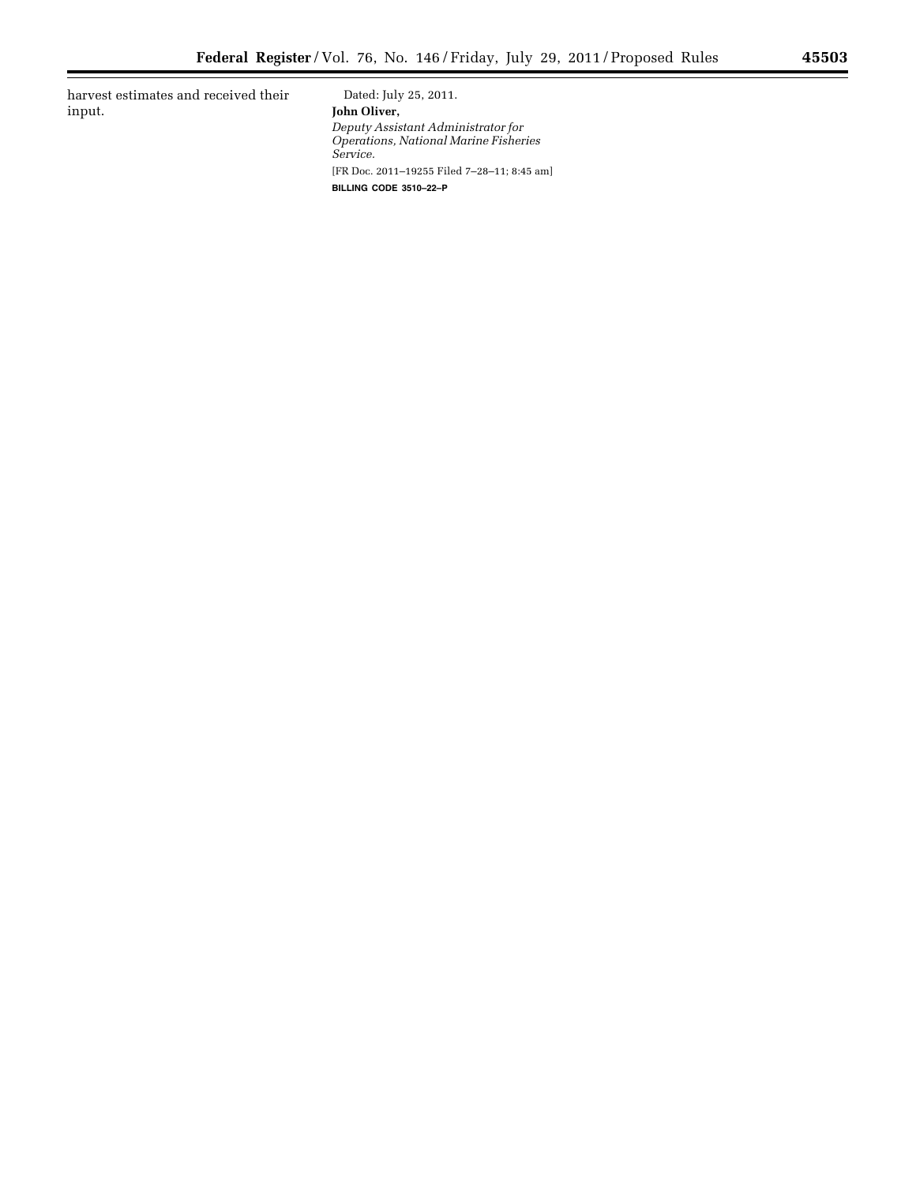harvest estimates and received their input.

Dated: July 25, 2011.

**John Oliver,**

*Deputy Assistant Administrator for Operations, National Marine Fisheries Service.*

[FR Doc. 2011–19255 Filed 7–28–11; 8:45 am]

**BILLING CODE 3510–22–P**